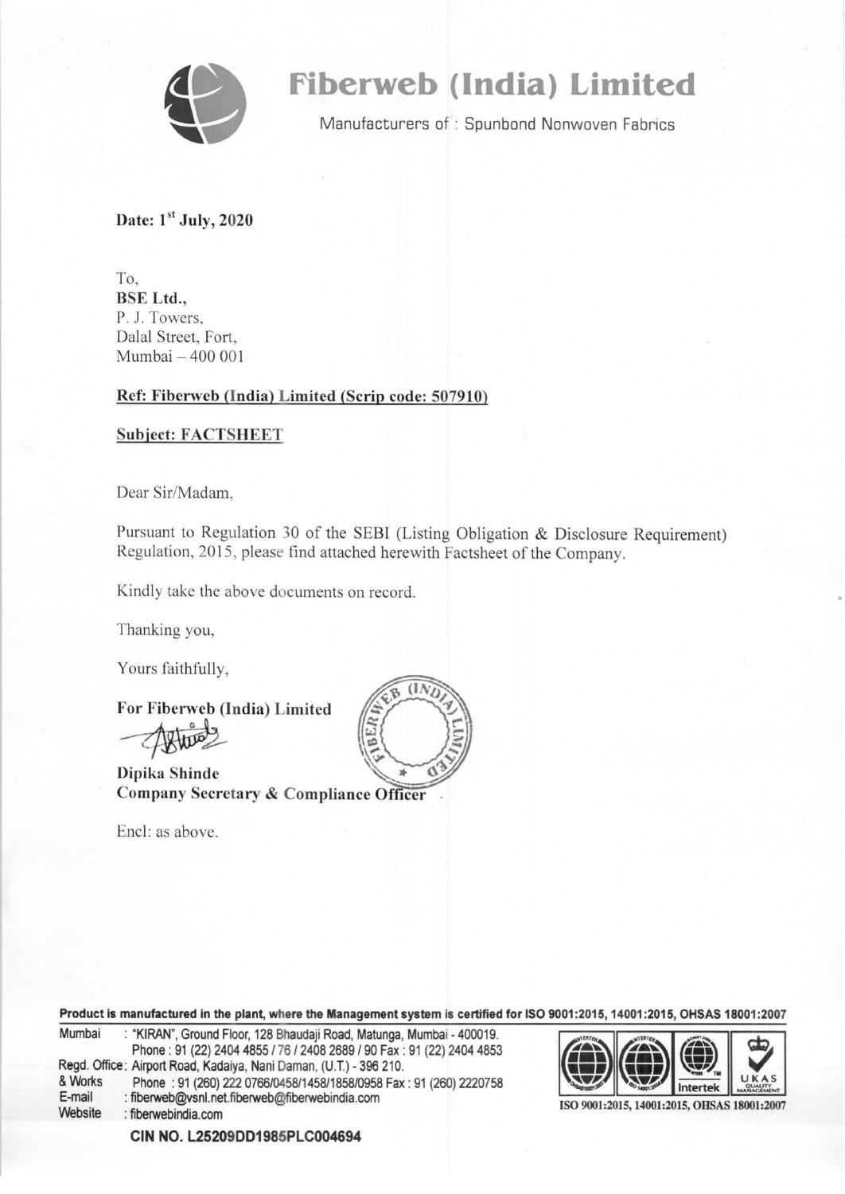# Fiberweb (India) Limited

Manufacturers of : Spunbond Nonwoven Fabrics

**Date: 1st July, 2020**

To,
**BSE Ltd.,**
P. J. Towers,
Dalal Street, Fort,
Mumbai – 400 001

**Ref: Fiberweb (India) Limited (Scrip code: 507910)**

**Subject: FACTSHEET**

Dear Sir/Madam,

Pursuant to Regulation 30 of the SEBI (Listing Obligation & Disclosure Requirement) Regulation, 2015, please find attached herewith Factsheet of the Company.

Kindly take the above documents on record.

Thanking you,

Yours faithfully,

**For Fiberweb (India) Limited**

**Dipika Shinde**
**Company Secretary & Compliance Officer**

Encl: as above.

**Product is manufactured in the plant, where the Management system is certified for ISO 9001:2015, 14001:2015, OHSAS 18001:2007**

Mumbai : "KIRAN", Ground Floor, 128 Bhaudaji Road, Matunga, Mumbai - 400019.
Phone : 91 (22) 2404 4855 / 76 / 2408 2689 / 90 Fax : 91 (22) 2404 4853
Regd. Office: Airport Road, Kadaiya, Nani Daman, (U.T.) - 396 210.
& Works Phone : 91 (260) 222 0766/0458/1458/1858/0958 Fax : 91 (260) 2220758
E-mail : fiberweb@vsnl.net.fiberweb@fiberwebindia.com
Website : fiberwebindia.com

ISO 9001:2015, 14001:2015, OHSAS 18001:2007

**CIN NO. L25209DD1985PLC004694**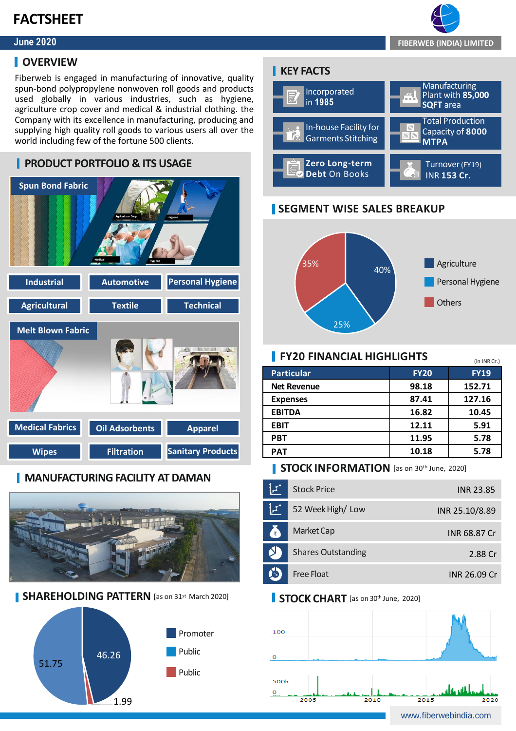# FACTSHEET

**June 2020**

**FIBERWEB (INDIA) LIMITED**

## OVERVIEW

Fiberweb is engaged in manufacturing of innovative, quality spun-bond polypropylene nonwoven roll goods and products used globally in various industries, such as hygiene, agriculture crop cover and medical & industrial clothing. the Company with its excellence in manufacturing, producing and supplying high quality roll goods to various users all over the world including few of the fortune 500 clients.

## PRODUCT PORTFOLIO & ITS USAGE

### Spun Bond Fabric

- Industrial
- Automotive
- Personal Hygiene
- Agricultural
- Textile
- Technical

### Melt Blown Fabric

- Medical Fabrics
- Oil Adsorbents
- Apparel
- Wipes
- Filtration
- Sanitary Products

## MANUFACTURING FACILITY AT DAMAN

## SHAREHOLDING PATTERN [as on 31st March 2020]

- Promoter: 46.26
- Public: 51.75
- Public: 1.99

## KEY FACTS

- Incorporated in **1985**
- Manufacturing Plant with **85,000 SQFT** area
- In-house Facility for Garments Stitching
- Total Production Capacity of **8000 MTPA**
- **Zero Long-term Debt On Books**
- Turnover (FY19) INR **153 Cr.**

## SEGMENT WISE SALES BREAKUP

- Agriculture: 40%
- Personal Hygiene: 25%
- Others: 35%

## FY20 FINANCIAL HIGHLIGHTS

(in INR Cr.)

| Particular | FY20 | FY19 |
|---|---|---|
| Net Revenue | 98.18 | 152.71 |
| Expenses | 87.41 | 127.16 |
| EBITDA | 16.82 | 10.45 |
| EBIT | 12.11 | 5.91 |
| PBT | 11.95 | 5.78 |
| PAT | 10.18 | 5.78 |

## STOCK INFORMATION [as on 30th June, 2020]

| | |
|---|---|
| Stock Price | INR 23.85 |
| 52 Week High/ Low | INR 25.10/8.89 |
| Market Cap | INR 68.87 Cr |
| Shares Outstanding | 2.88 Cr |
| Free Float | INR 26.09 Cr |

## STOCK CHART [as on 30th June, 2020]

www.fiberwebindia.com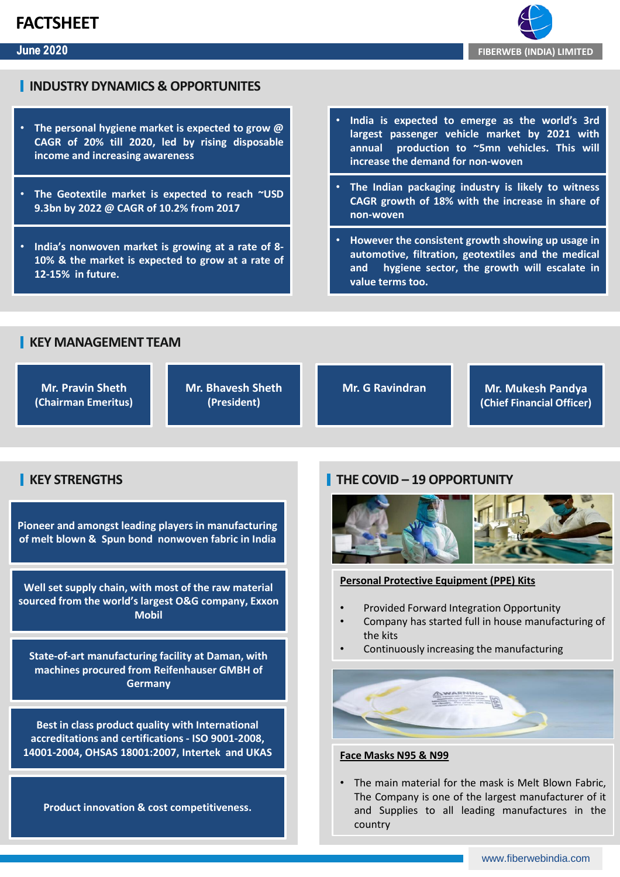# FACTSHEET

**June 2020**

**FIBERWEB (INDIA) LIMITED**

## INDUSTRY DYNAMICS & OPPORTUNITES

- The personal hygiene market is expected to grow @ CAGR of 20% till 2020, led by rising disposable income and increasing awareness
- The Geotextile market is expected to reach ~USD 9.3bn by 2022 @ CAGR of 10.2% from 2017
- India's nonwoven market is growing at a rate of 8-10% & the market is expected to grow at a rate of 12-15% in future.
- India is expected to emerge as the world's 3rd largest passenger vehicle market by 2021 with annual production to ~5mn vehicles. This will increase the demand for non-woven
- The Indian packaging industry is likely to witness CAGR growth of 18% with the increase in share of non-woven
- However the consistent growth showing up usage in automotive, filtration, geotextiles and the medical and hygiene sector, the growth will escalate in value terms too.

## KEY MANAGEMENT TEAM

- Mr. Pravin Sheth (Chairman Emeritus)
- Mr. Bhavesh Sheth (President)
- Mr. G Ravindran
- Mr. Mukesh Pandya (Chief Financial Officer)

## KEY STRENGTHS

- Pioneer and amongst leading players in manufacturing of melt blown & Spun bond nonwoven fabric in India
- Well set supply chain, with most of the raw material sourced from the world's largest O&G company, Exxon Mobil
- State-of-art manufacturing facility at Daman, with machines procured from Reifenhauser GMBH of Germany
- Best in class product quality with International accreditations and certifications - ISO 9001-2008, 14001-2004, OHSAS 18001:2007, Intertek and UKAS
- Product innovation & cost competitiveness.

## THE COVID – 19 OPPORTUNITY

**Personal Protective Equipment (PPE) Kits**

- Provided Forward Integration Opportunity
- Company has started full in house manufacturing of the kits
- Continuously increasing the manufacturing

**Face Masks N95 & N99**

- The main material for the mask is Melt Blown Fabric, The Company is one of the largest manufacturer of it and Supplies to all leading manufactures in the country

www.fiberwebindia.com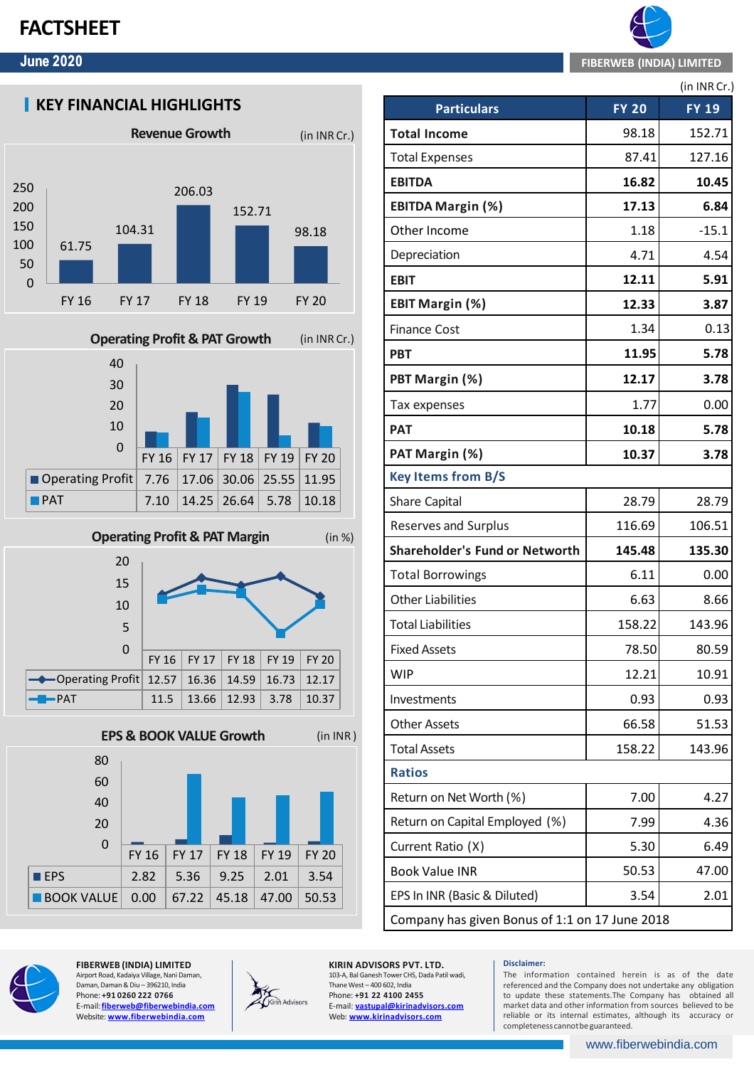# FACTSHEET

**June 2020**

**FIBERWEB (INDIA) LIMITED**

## KEY FINANCIAL HIGHLIGHTS

**Revenue Growth** (in INR Cr.)

250
200
150
100
50
0

FY 16: 61.75
FY 17: 104.31
FY 18: 206.03
FY 19: 152.71
FY 20: 98.18

**Operating Profit & PAT Growth** (in INR Cr.)

40
30
20
10
0

| | FY 16 | FY 17 | FY 18 | FY 19 | FY 20 |
|---|---|---|---|---|---|
| Operating Profit | 7.76 | 17.06 | 30.06 | 25.55 | 11.95 |
| PAT | 7.10 | 14.25 | 26.64 | 5.78 | 10.18 |

**Operating Profit & PAT Margin** (in %)

20
15
10
5
0

| | FY 16 | FY 17 | FY 18 | FY 19 | FY 20 |
|---|---|---|---|---|---|
| Operating Profit | 12.57 | 16.36 | 14.59 | 16.73 | 12.17 |
| PAT | 11.5 | 13.66 | 12.93 | 3.78 | 10.37 |

**EPS & BOOK VALUE Growth** (in INR)

80
60
40
20
0

| | FY 16 | FY 17 | FY 18 | FY 19 | FY 20 |
|---|---|---|---|---|---|
| EPS | 2.82 | 5.36 | 9.25 | 2.01 | 3.54 |
| BOOK VALUE | 0.00 | 67.22 | 45.18 | 47.00 | 50.53 |

(in INR Cr.)

| Particulars | FY 20 | FY 19 |
|---|---|---|
| **Total Income** | 98.18 | 152.71 |
| Total Expenses | 87.41 | 127.16 |
| **EBITDA** | **16.82** | **10.45** |
| **EBITDA Margin (%)** | **17.13** | **6.84** |
| Other Income | 1.18 | -15.1 |
| Depreciation | 4.71 | 4.54 |
| **EBIT** | **12.11** | **5.91** |
| **EBIT Margin (%)** | **12.33** | **3.87** |
| Finance Cost | 1.34 | 0.13 |
| **PBT** | **11.95** | **5.78** |
| **PBT Margin (%)** | **12.17** | **3.78** |
| Tax expenses | 1.77 | 0.00 |
| **PAT** | **10.18** | **5.78** |
| **PAT Margin (%)** | **10.37** | **3.78** |
| **Key Items from B/S** | | |
| Share Capital | 28.79 | 28.79 |
| Reserves and Surplus | 116.69 | 106.51 |
| **Shareholder's Fund or Networth** | **145.48** | **135.30** |
| Total Borrowings | 6.11 | 0.00 |
| Other Liabilities | 6.63 | 8.66 |
| Total Liabilities | 158.22 | 143.96 |
| Fixed Assets | 78.50 | 80.59 |
| WIP | 12.21 | 10.91 |
| Investments | 0.93 | 0.93 |
| Other Assets | 66.58 | 51.53 |
| Total Assets | 158.22 | 143.96 |
| **Ratios** | | |
| Return on Net Worth (%) | 7.00 | 4.27 |
| Return on Capital Employed (%) | 7.99 | 4.36 |
| Current Ratio (X) | 5.30 | 6.49 |
| Book Value INR | 50.53 | 47.00 |
| EPS In INR (Basic & Diluted) | 3.54 | 2.01 |
| Company has given Bonus of 1:1 on 17 June 2018 | | |

**FIBERWEB (INDIA) LIMITED**
Airport Road, Kadaiya Village, Nani Daman,
Daman, Daman & Diu – 396210, India
Phone: **+91 0260 222 0766**
E-mail: **fiberweb@fiberwebindia.com**
Website: **www.fiberwebindia.com**

Kirin Advisors

**KIRIN ADVISORS PVT. LTD.**
103-A, Bal Ganesh Tower CHS, Dada Patil wadi,
Thane West – 400 602, India
Phone: **+91 22 4100 2455**
E-mail: **vastupal@kirinadvisors.com**
Web: **www.kirinadvisors.com**

**Disclaimer:**
The information contained herein is as of the date referenced and the Company does not undertake any obligation to update these statements. The Company has obtained all market data and other information from sources believed to be reliable or its internal estimates, although its accuracy or completeness cannot be guaranteed.

www.fiberwebindia.com